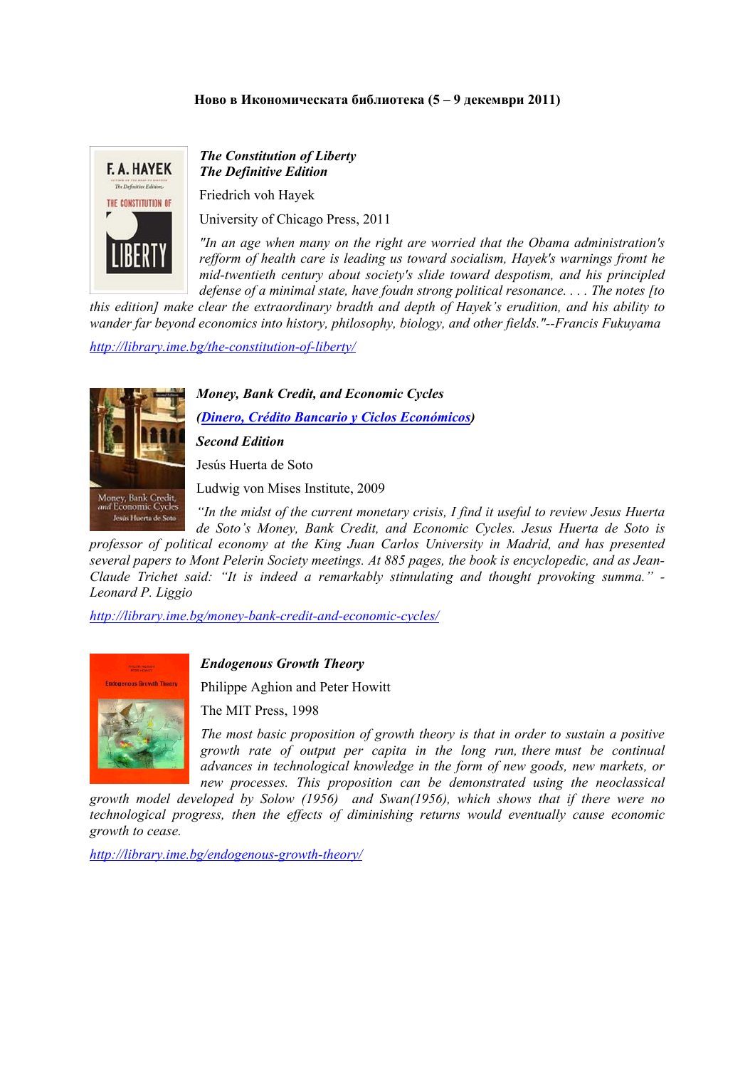**Ново в Икономическата библиотека (5 – 9 декември 2011)**

***The Constitution of Liberty***
***The Definitive Edition***

Friedrich voh Hayek

University of Chicago Press, 2011

*"In an age when many on the right are worried that the Obama administration's refform of health care is leading us toward socialism, Hayek's warnings fromt he mid-twentieth century about society's slide toward despotism, and his principled defense of a minimal state, have foudn strong political resonance. . . . The notes [to this edition] make clear the extraordinary bradth and depth of Hayek's erudition, and his ability to wander far beyond economics into history, philosophy, biology, and other fields."--Francis Fukuyama*

http://library.ime.bg/the-constitution-of-liberty/

***Money, Bank Credit, and Economic Cycles***

***(Dinero, Crédito Bancario y Ciclos Económicos)***

***Second Edition***

Jesús Huerta de Soto

Ludwig von Mises Institute, 2009

*"In the midst of the current monetary crisis, I find it useful to review Jesus Huerta de Soto's Money, Bank Credit, and Economic Cycles. Jesus Huerta de Soto is professor of political economy at the King Juan Carlos University in Madrid, and has presented several papers to Mont Pelerin Society meetings. At 885 pages, the book is encyclopedic, and as Jean-Claude Trichet said: "It is indeed a remarkably stimulating and thought provoking summa." - Leonard P. Liggio*

http://library.ime.bg/money-bank-credit-and-economic-cycles/

***Endogenous Growth Theory***

Philippe Aghion and Peter Howitt

The MIT Press, 1998

*The most basic proposition of growth theory is that in order to sustain a positive growth rate of output per capita in the long run, there must be continual advances in technological knowledge in the form of new goods, new markets, or new processes. This proposition can be demonstrated using the neoclassical growth model developed by Solow (1956) and Swan(1956), which shows that if there were no technological progress, then the effects of diminishing returns would eventually cause economic growth to cease.*

http://library.ime.bg/endogenous-growth-theory/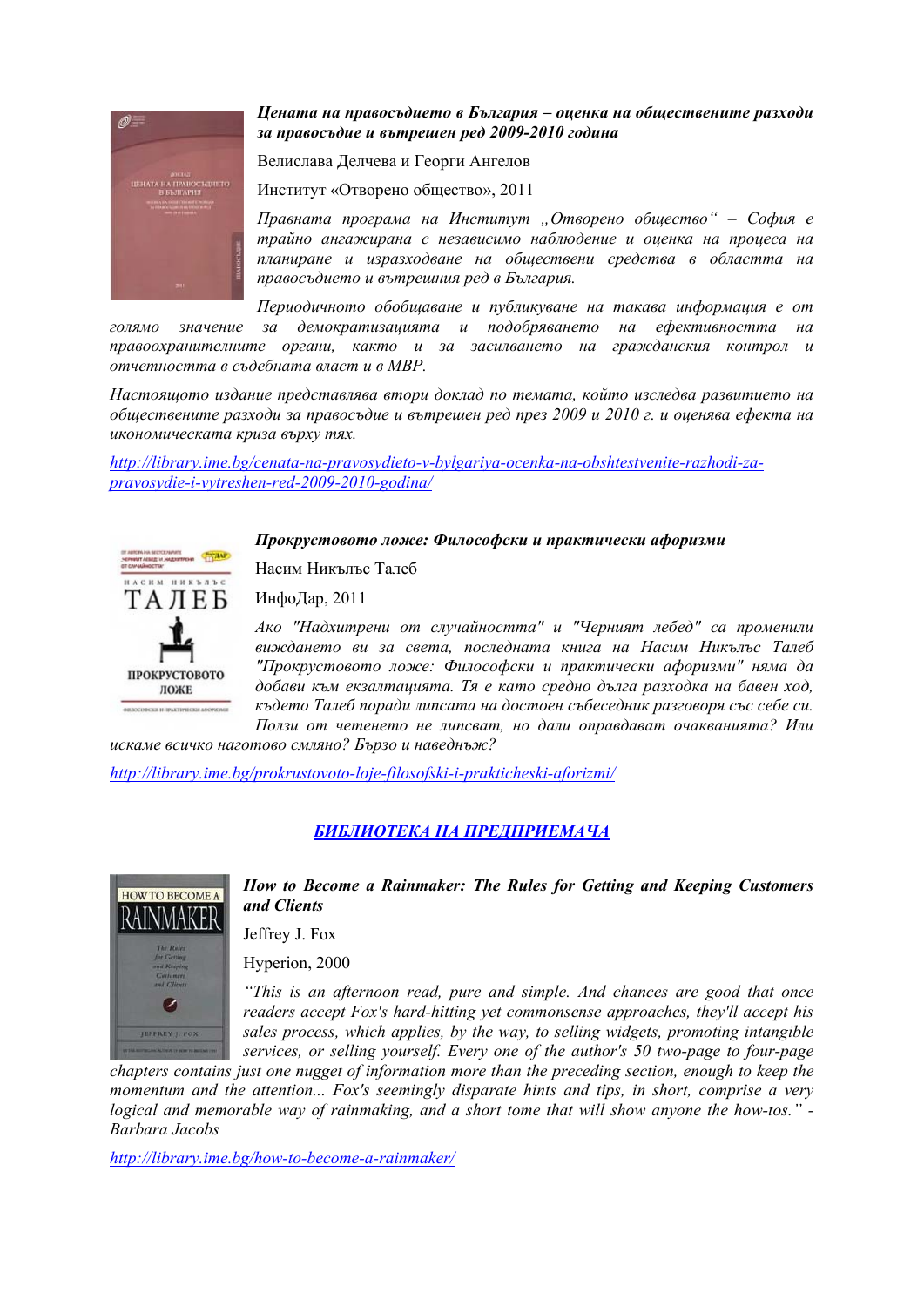***Цената на правосъдието в България – оценка на обществените разходи за правосъдие и вътрешен ред 2009-2010 година***

Велислава Делчева и Георги Ангелов

Институт «Отворено общество», 2011

*Правната програма на Институт „Отворено общество" – София е трайно ангажирана с независимо наблюдение и оценка на процеса на планиране и изразходване на обществени средства в областта на правосъдието и вътрешния ред в България.*

*Периодичното обобщаване и публикуване на такава информация е от голямо значение за демократизацията и подобряването на ефективността на правоохранителните органи, както и за засилването на гражданския контрол и отчетността в съдебната власт и в МВР.*

*Настоящото издание представлява втори доклад по темата, който изследва развитието на обществените разходи за правосъдие и вътрешен ред през 2009 и 2010 г. и оценява ефекта на икономическата криза върху тях.*

http://library.ime.bg/cenata-na-pravosydieto-v-bylgariya-ocenka-na-obshtestvenite-razhodi-za-pravosydie-i-vytreshen-red-2009-2010-godina/

***Прокрустовото ложе: Философски и практически афоризми***

Насим Никълъс Талеб

ИнфоДар, 2011

*Ако "Надхитрени от случайността" и "Черният лебед" са променили виждането ви за света, последната книга на Насим Никълъс Талеб "Прокрустовото ложе: Философски и практически афоризми" няма да добави към екзалтацията. Тя е като средно дълга разходка на бавен ход, където Талеб поради липсата на достоен събеседник разговоря със себе си. Ползи от четенето не липсват, но дали оправдават очакванията? Или искаме всичко наготово смляно? Бързо и наведнъж?*

http://library.ime.bg/prokrustovoto-loje-filosofski-i-prakticheski-aforizmi/

## ***БИБЛИОТЕКА НА ПРЕДПРИЕМАЧА***

***How to Become a Rainmaker: The Rules for Getting and Keeping Customers and Clients***

Jeffrey J. Fox

Hyperion, 2000

*"This is an afternoon read, pure and simple. And chances are good that once readers accept Fox's hard-hitting yet commonsense approaches, they'll accept his sales process, which applies, by the way, to selling widgets, promoting intangible services, or selling yourself. Every one of the author's 50 two-page to four-page chapters contains just one nugget of information more than the preceding section, enough to keep the momentum and the attention... Fox's seemingly disparate hints and tips, in short, comprise a very logical and memorable way of rainmaking, and a short tome that will show anyone the how-tos." - Barbara Jacobs*

http://library.ime.bg/how-to-become-a-rainmaker/